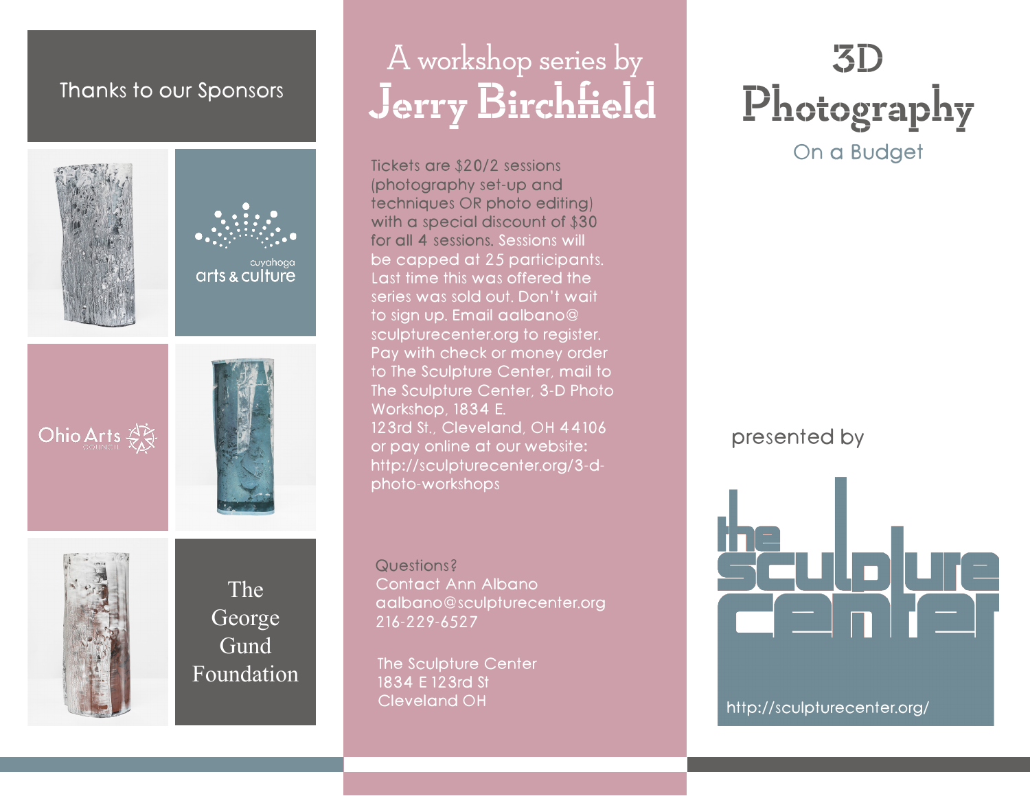Thanks to our Sponsors

cuyahoga arts & culture

Ohio Arts Council

The George Gund Foundation

## A workshop series by Jerry Birchfield

Tickets are $20/2 sessions (photography set-up and techniques OR photo editing) with a special discount of $30 for all 4 sessions. Sessions will be capped at 25 participants. Last time this was offered the series was sold out. Don't wait to sign up. Email aalbano@sculpturecenter.org to register. Pay with check or money order to The Sculpture Center, mail to The Sculpture Center, 3-D Photo Workshop, 1834 E. 123rd St., Cleveland, OH 44106 or pay online at our website: http://sculpturecenter.org/3-d-photo-workshops

Questions?
Contact Ann Albano
aalbano@sculpturecenter.org
216-229-6527

The Sculpture Center
1834 E 123rd St
Cleveland OH

# 3D Photography

On a Budget

presented by

the sculpture center

http://sculpturecenter.org/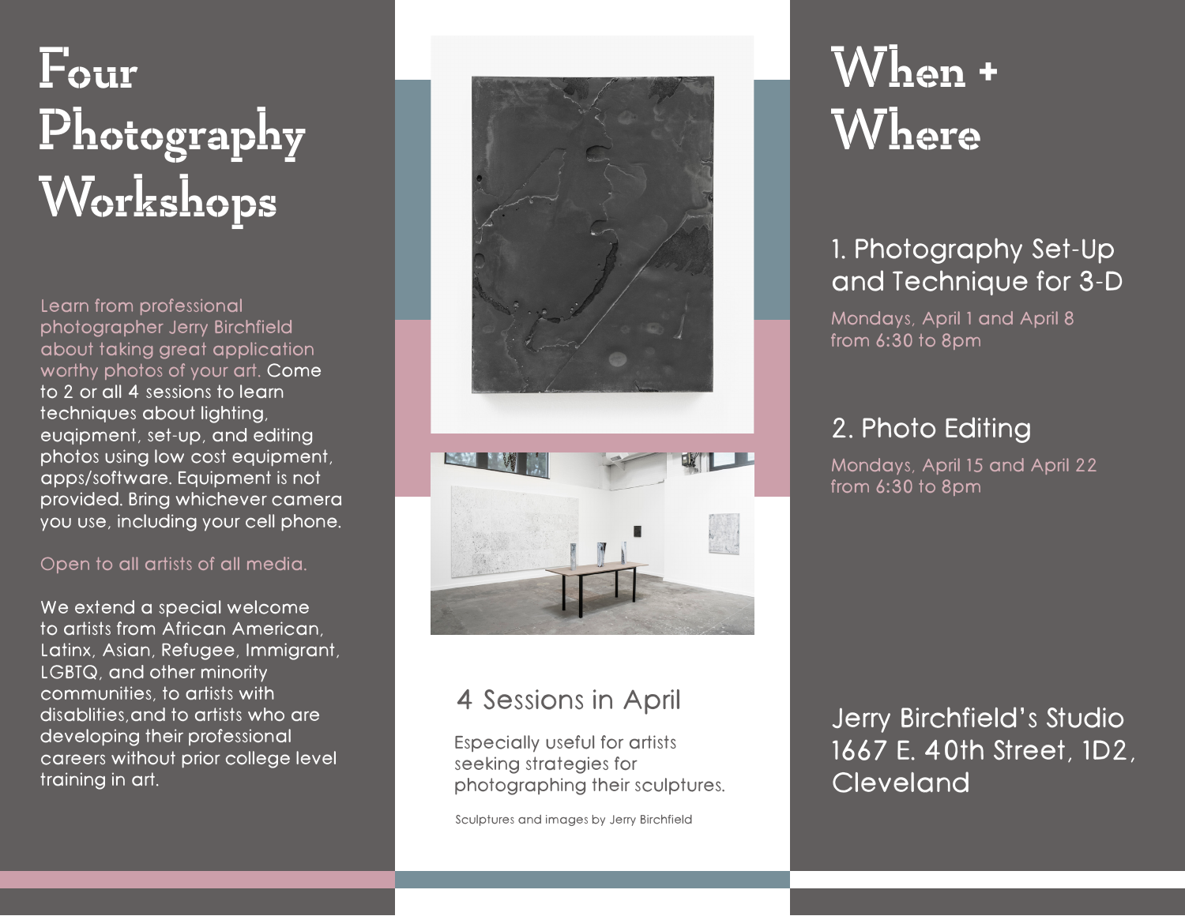# Four Photography Workshops

Learn from professional photographer Jerry Birchfield about taking great application worthy photos of your art. Come to 2 or all 4 sessions to learn techniques about lighting, euqipment, set-up, and editing photos using low cost equipment, apps/software. Equipment is not provided. Bring whichever camera you use, including your cell phone.

Open to all artists of all media.

We extend a special welcome to artists from African American, Latinx, Asian, Refugee, Immigrant, LGBTQ, and other minority communities, to artists with disablities,and to artists who are developing their professional careers without prior college level training in art.

## 4 Sessions in April

Especially useful for artists seeking strategies for photographing their sculptures.

Sculptures and images by Jerry Birchfield

# When + Where

### 1. Photography Set-Up and Technique for 3-D

Mondays, April 1 and April 8 from 6:30 to 8pm

### 2. Photo Editing

Mondays, April 15 and April 22 from 6:30 to 8pm

Jerry Birchfield's Studio
1667 E. 40th Street, 1D2, Cleveland